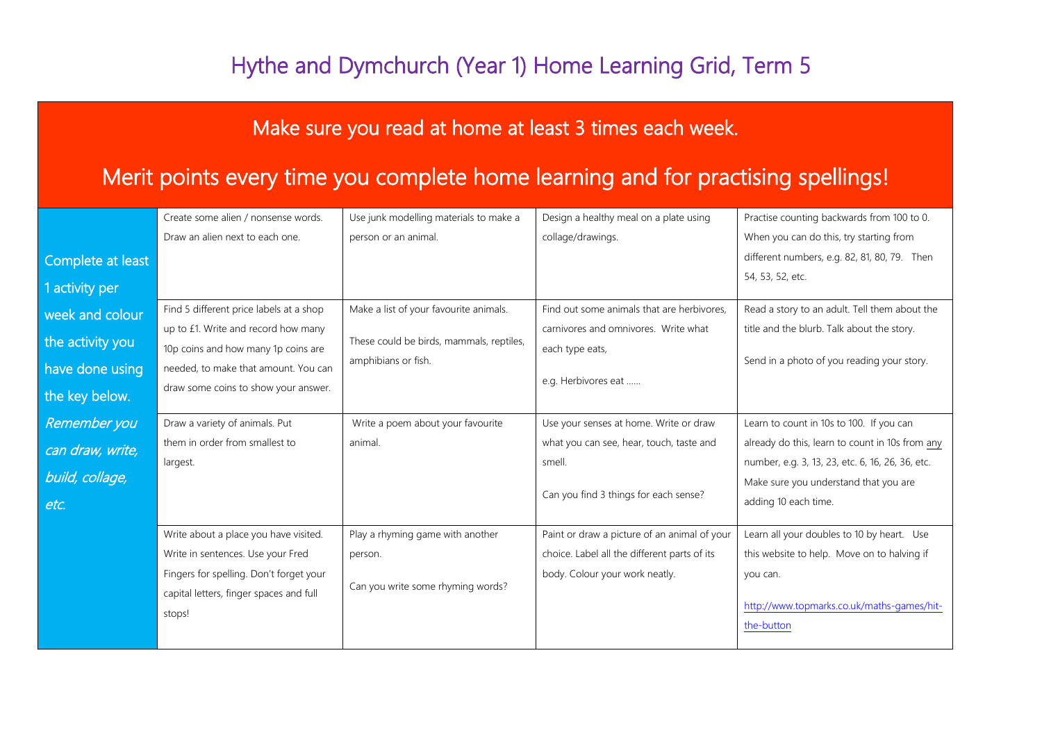# Hythe and Dymchurch (Year 1) Home Learning Grid, Term 5

## Make sure you read at home at least 3 times each week.

## Merit points every time you complete home learning and for practising spellings!

| Complete at least 1 activity per week and colour the activity you have done using the key below. *Remember you can draw, write, build, collage, etc.* | | | | |
|---|---|---|---|---|
| | Create some alien / nonsense words. Draw an alien next to each one. | Use junk modelling materials to make a person or an animal. | Design a healthy meal on a plate using collage/drawings. | Practise counting backwards from 100 to 0. When you can do this, try starting from different numbers, e.g. 82, 81, 80, 79. Then 54, 53, 52, etc. |
| | Find 5 different price labels at a shop up to £1. Write and record how many 10p coins and how many 1p coins are needed, to make that amount. You can draw some coins to show your answer. | Make a list of your favourite animals.<br><br>These could be birds, mammals, reptiles, amphibians or fish. | Find out some animals that are herbivores, carnivores and omnivores. Write what each type eats,<br><br>e.g. Herbivores eat …… | Read a story to an adult. Tell them about the title and the blurb. Talk about the story.<br><br>Send in a photo of you reading your story. |
| | Draw a variety of animals. Put them in order from smallest to largest. | Write a poem about your favourite animal. | Use your senses at home. Write or draw what you can see, hear, touch, taste and smell.<br><br>Can you find 3 things for each sense? | Learn to count in 10s to 100. If you can already do this, learn to count in 10s from <u>any</u> number, e.g. 3, 13, 23, etc. 6, 16, 26, 36, etc. Make sure you understand that you are adding 10 each time. |
| | Write about a place you have visited. Write in sentences. Use your Fred Fingers for spelling. Don't forget your capital letters, finger spaces and full stops! | Play a rhyming game with another person.<br><br>Can you write some rhyming words? | Paint or draw a picture of an animal of your choice. Label all the different parts of its body. Colour your work neatly. | Learn all your doubles to 10 by heart. Use this website to help. Move on to halving if you can.<br><br>http://www.topmarks.co.uk/maths-games/hit-the-button |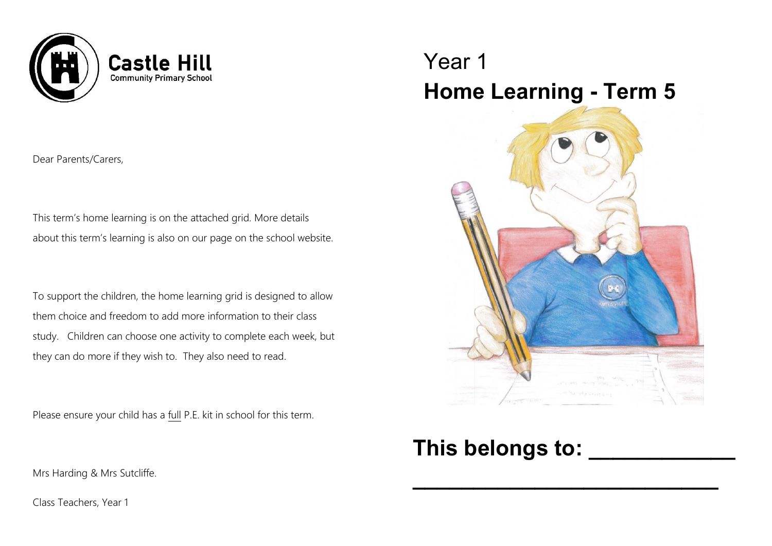Castle Hill
Community Primary School

Dear Parents/Carers,

This term's home learning is on the attached grid. More details about this term's learning is also on our page on the school website.

To support the children, the home learning grid is designed to allow them choice and freedom to add more information to their class study. Children can choose one activity to complete each week, but they can do more if they wish to. They also need to read.

Please ensure your child has a full P.E. kit in school for this term.

Mrs Harding & Mrs Sutcliffe.

Class Teachers, Year 1

# Year 1
# **Home Learning - Term 5**

## **This belongs to: ____________**
## **________________________**